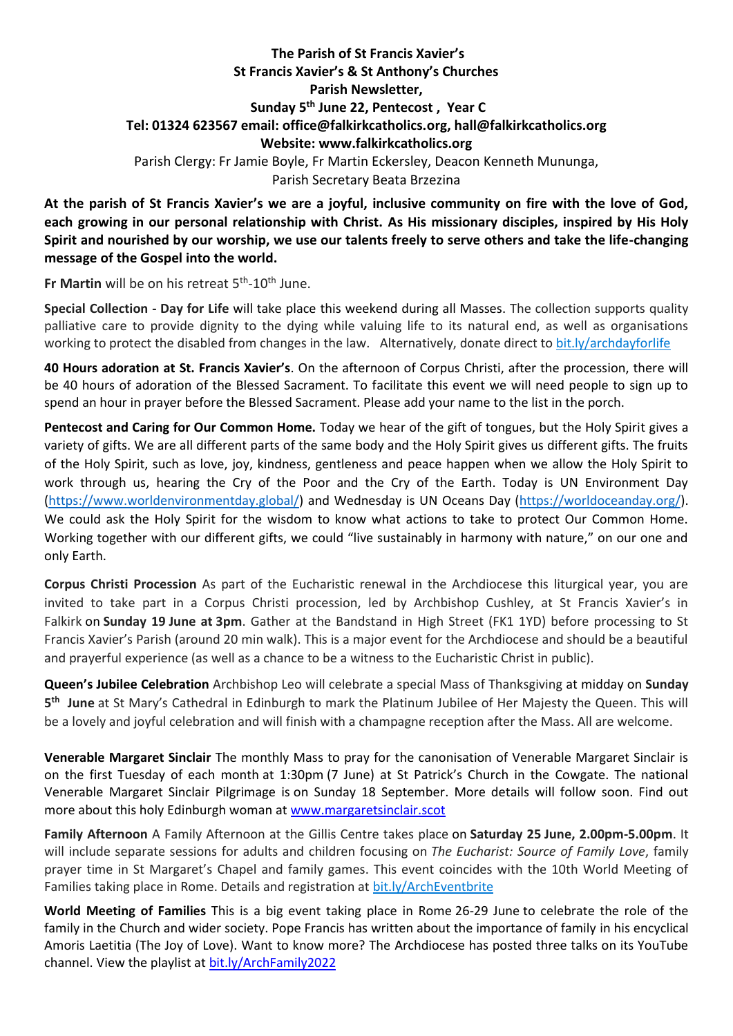**The Parish of St Francis Xavier's**
**St Francis Xavier's & St Anthony's Churches**
**Parish Newsletter,**
**Sunday 5th June 22, Pentecost , Year C**
**Tel: 01324 623567 email: office@falkirkcatholics.org, hall@falkirkcatholics.org**
**Website: www.falkirkcatholics.org**

Parish Clergy: Fr Jamie Boyle, Fr Martin Eckersley, Deacon Kenneth Mununga, Parish Secretary Beata Brzezina

**At the parish of St Francis Xavier's we are a joyful, inclusive community on fire with the love of God, each growing in our personal relationship with Christ. As His missionary disciples, inspired by His Holy Spirit and nourished by our worship, we use our talents freely to serve others and take the life-changing message of the Gospel into the world.**

**Fr Martin** will be on his retreat 5th-10th June.

**Special Collection - Day for Life** will take place this weekend during all Masses. The collection supports quality palliative care to provide dignity to the dying while valuing life to its natural end, as well as organisations working to protect the disabled from changes in the law. Alternatively, donate direct to bit.ly/archdayforlife

**40 Hours adoration at St. Francis Xavier's**. On the afternoon of Corpus Christi, after the procession, there will be 40 hours of adoration of the Blessed Sacrament. To facilitate this event we will need people to sign up to spend an hour in prayer before the Blessed Sacrament. Please add your name to the list in the porch.

**Pentecost and Caring for Our Common Home.** Today we hear of the gift of tongues, but the Holy Spirit gives a variety of gifts. We are all different parts of the same body and the Holy Spirit gives us different gifts. The fruits of the Holy Spirit, such as love, joy, kindness, gentleness and peace happen when we allow the Holy Spirit to work through us, hearing the Cry of the Poor and the Cry of the Earth. Today is UN Environment Day (https://www.worldenvironmentday.global/) and Wednesday is UN Oceans Day (https://worldoceanday.org/). We could ask the Holy Spirit for the wisdom to know what actions to take to protect Our Common Home. Working together with our different gifts, we could "live sustainably in harmony with nature," on our one and only Earth.

**Corpus Christi Procession** As part of the Eucharistic renewal in the Archdiocese this liturgical year, you are invited to take part in a Corpus Christi procession, led by Archbishop Cushley, at St Francis Xavier's in Falkirk on **Sunday 19 June at 3pm**. Gather at the Bandstand in High Street (FK1 1YD) before processing to St Francis Xavier's Parish (around 20 min walk). This is a major event for the Archdiocese and should be a beautiful and prayerful experience (as well as a chance to be a witness to the Eucharistic Christ in public).

**Queen's Jubilee Celebration** Archbishop Leo will celebrate a special Mass of Thanksgiving at midday on **Sunday 5th June** at St Mary's Cathedral in Edinburgh to mark the Platinum Jubilee of Her Majesty the Queen. This will be a lovely and joyful celebration and will finish with a champagne reception after the Mass. All are welcome.

**Venerable Margaret Sinclair** The monthly Mass to pray for the canonisation of Venerable Margaret Sinclair is on the first Tuesday of each month at 1:30pm (7 June) at St Patrick's Church in the Cowgate. The national Venerable Margaret Sinclair Pilgrimage is on Sunday 18 September. More details will follow soon. Find out more about this holy Edinburgh woman at www.margaretsinclair.scot

**Family Afternoon** A Family Afternoon at the Gillis Centre takes place on **Saturday 25 June, 2.00pm-5.00pm**. It will include separate sessions for adults and children focusing on *The Eucharist: Source of Family Love*, family prayer time in St Margaret's Chapel and family games. This event coincides with the 10th World Meeting of Families taking place in Rome. Details and registration at bit.ly/ArchEventbrite

**World Meeting of Families** This is a big event taking place in Rome 26-29 June to celebrate the role of the family in the Church and wider society. Pope Francis has written about the importance of family in his encyclical Amoris Laetitia (The Joy of Love). Want to know more? The Archdiocese has posted three talks on its YouTube channel. View the playlist at bit.ly/ArchFamily2022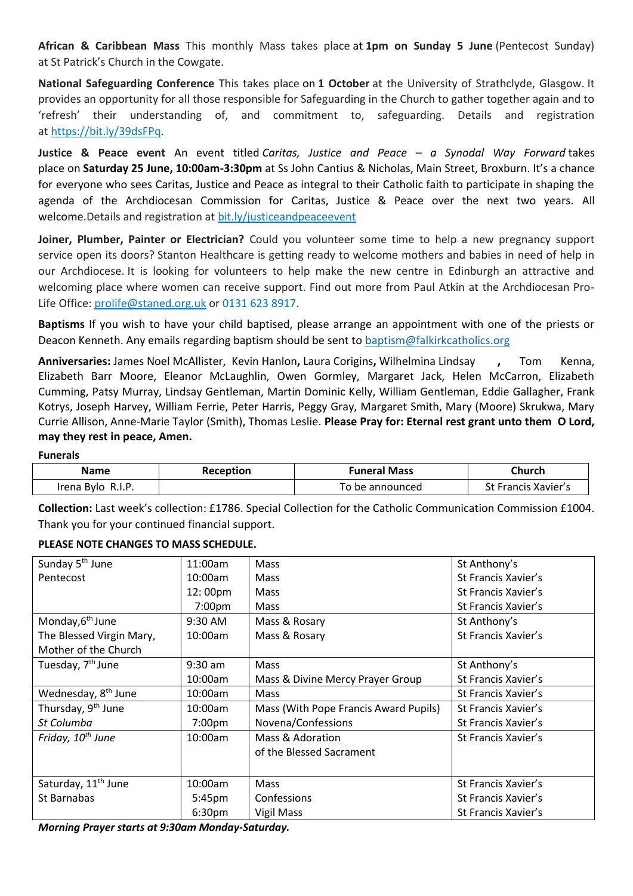**African & Caribbean Mass** This monthly Mass takes place at **1pm on Sunday 5 June** (Pentecost Sunday) at St Patrick's Church in the Cowgate.

**National Safeguarding Conference** This takes place on **1 October** at the University of Strathclyde, Glasgow. It provides an opportunity for all those responsible for Safeguarding in the Church to gather together again and to 'refresh' their understanding of, and commitment to, safeguarding. Details and registration at https://bit.ly/39dsFPq.

**Justice & Peace event** An event titled *Caritas, Justice and Peace – a Synodal Way Forward* takes place on **Saturday 25 June, 10:00am-3:30pm** at Ss John Cantius & Nicholas, Main Street, Broxburn. It's a chance for everyone who sees Caritas, Justice and Peace as integral to their Catholic faith to participate in shaping the agenda of the Archdiocesan Commission for Caritas, Justice & Peace over the next two years. All welcome.Details and registration at bit.ly/justiceandpeaceevent

**Joiner, Plumber, Painter or Electrician?** Could you volunteer some time to help a new pregnancy support service open its doors? Stanton Healthcare is getting ready to welcome mothers and babies in need of help in our Archdiocese. It is looking for volunteers to help make the new centre in Edinburgh an attractive and welcoming place where women can receive support. Find out more from Paul Atkin at the Archdiocesan Pro-Life Office: prolife@staned.org.uk or 0131 623 8917.

**Baptisms** If you wish to have your child baptised, please arrange an appointment with one of the priests or Deacon Kenneth. Any emails regarding baptism should be sent to baptism@falkirkcatholics.org

**Anniversaries:** James Noel McAllister, Kevin Hanlon, Laura Corigins, Wilhelmina Lindsay, Tom Kenna, Elizabeth Barr Moore, Eleanor McLaughlin, Owen Gormley, Margaret Jack, Helen McCarron, Elizabeth Cumming, Patsy Murray, Lindsay Gentleman, Martin Dominic Kelly, William Gentleman, Eddie Gallagher, Frank Kotrys, Joseph Harvey, William Ferrie, Peter Harris, Peggy Gray, Margaret Smith, Mary (Moore) Skrukwa, Mary Currie Allison, Anne-Marie Taylor (Smith), Thomas Leslie. **Please Pray for: Eternal rest grant unto them O Lord, may they rest in peace, Amen.**

**Funerals**

| Name | Reception | Funeral Mass | Church |
|---|---|---|---|
| Irena Bylo R.I.P. | | To be announced | St Francis Xavier's |

**Collection:** Last week's collection: £1786. Special Collection for the Catholic Communication Commission £1004. Thank you for your continued financial support.

**PLEASE NOTE CHANGES TO MASS SCHEDULE.**

| | | | |
|---|---|---|---|
| Sunday 5th June<br>Pentecost | 11:00am<br>10:00am<br>12: 00pm<br>7:00pm | Mass<br>Mass<br>Mass<br>Mass | St Anthony's<br>St Francis Xavier's<br>St Francis Xavier's<br>St Francis Xavier's |
| Monday,6th June<br>The Blessed Virgin Mary, Mother of the Church | 9:30 AM<br>10:00am | Mass & Rosary<br>Mass & Rosary | St Anthony's<br>St Francis Xavier's |
| Tuesday, 7th June | 9:30 am<br>10:00am | Mass<br>Mass & Divine Mercy Prayer Group | St Anthony's<br>St Francis Xavier's |
| Wednesday, 8th June | 10:00am | Mass | St Francis Xavier's |
| Thursday, 9th June<br>*St Columba* | 10:00am<br>7:00pm | Mass (With Pope Francis Award Pupils)<br>Novena/Confessions | St Francis Xavier's<br>St Francis Xavier's |
| *Friday, 10th June* | 10:00am | Mass & Adoration of the Blessed Sacrament | St Francis Xavier's |
| Saturday, 11th June<br>St Barnabas | 10:00am<br>5:45pm<br>6:30pm | Mass<br>Confessions<br>Vigil Mass | St Francis Xavier's<br>St Francis Xavier's<br>St Francis Xavier's |

***Morning Prayer starts at 9:30am Monday-Saturday.***